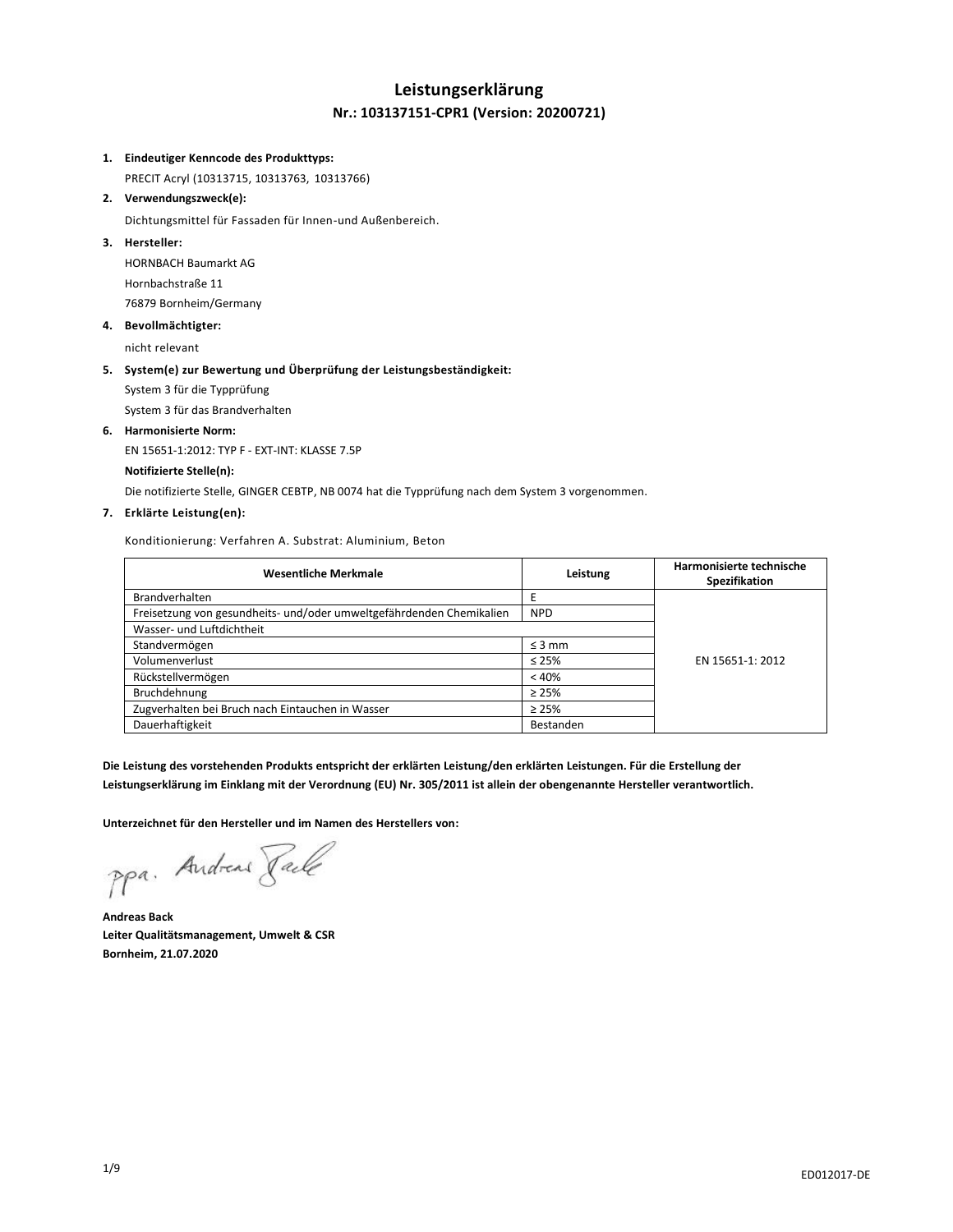# Leistungserklärung

## Nr.: 103137151-CPR1 (Version: 20200721)

1. **Eindeutiger Kenncode des Produkttyps:**
   PRECIT Acryl (10313715, 10313763, 10313766)
2. **Verwendungszweck(e):**
   Dichtungsmittel für Fassaden für Innen-und Außenbereich.
3. **Hersteller:**
   HORNBACH Baumarkt AG
   Hornbachstraße 11
   76879 Bornheim/Germany
4. **Bevollmächtigter:**
   nicht relevant
5. **System(e) zur Bewertung und Überprüfung der Leistungsbeständigkeit:**
   System 3 für die Typprüfung
   System 3 für das Brandverhalten
6. **Harmonisierte Norm:**
   EN 15651-1:2012: TYP F - EXT-INT: KLASSE 7.5P
   **Notifizierte Stelle(n):**
   Die notifizierte Stelle, GINGER CEBTP, NB 0074 hat die Typprüfung nach dem System 3 vorgenommen.
7. **Erklärte Leistung(en):**

Konditionierung: Verfahren A. Substrat: Aluminium, Beton

| Wesentliche Merkmale | Leistung | Harmonisierte technische Spezifikation |
|---|---|---|
| Brandverhalten | E | EN 15651-1: 2012 |
| Freisetzung von gesundheits- und/oder umweltgefährdenden Chemikalien | NPD | |
| Wasser- und Luftdichtheit | | |
| Standvermögen | ≤ 3 mm | |
| Volumenverlust | ≤ 25% | |
| Rückstellvermögen | < 40% | |
| Bruchdehnung | ≥ 25% | |
| Zugverhalten bei Bruch nach Eintauchen in Wasser | ≥ 25% | |
| Dauerhaftigkeit | Bestanden | |

**Die Leistung des vorstehenden Produkts entspricht der erklärten Leistung/den erklärten Leistungen. Für die Erstellung der Leistungserklärung im Einklang mit der Verordnung (EU) Nr. 305/2011 ist allein der obengenannte Hersteller verantwortlich.**

**Unterzeichnet für den Hersteller und im Namen des Herstellers von:**

ppa. Andreas Back

**Andreas Back**
**Leiter Qualitätsmanagement, Umwelt & CSR**
**Bornheim, 21.07.2020**

ED012017-DE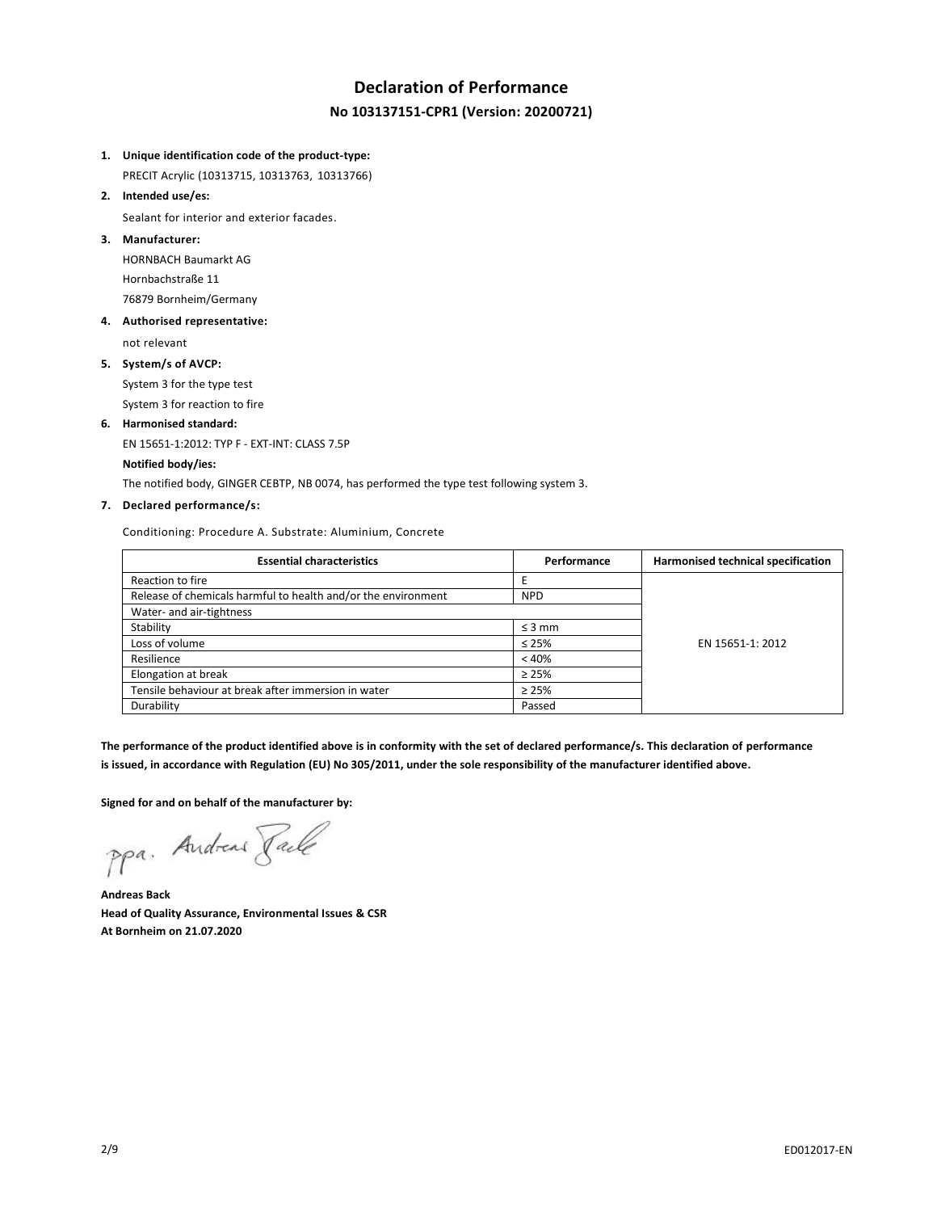# Declaration of Performance

## No 103137151-CPR1 (Version: 20200721)

1. **Unique identification code of the product-type:**
   PRECIT Acrylic (10313715, 10313763, 10313766)
2. **Intended use/es:**
   Sealant for interior and exterior facades.
3. **Manufacturer:**
   HORNBACH Baumarkt AG
   Hornbachstraße 11
   76879 Bornheim/Germany
4. **Authorised representative:**
   not relevant
5. **System/s of AVCP:**
   System 3 for the type test
   System 3 for reaction to fire
6. **Harmonised standard:**
   EN 15651-1:2012: TYP F - EXT-INT: CLASS 7.5P

   **Notified body/ies:**
   The notified body, GINGER CEBTP, NB 0074, has performed the type test following system 3.
7. **Declared performance/s:**

   Conditioning: Procedure A. Substrate: Aluminium, Concrete

| Essential characteristics | Performance | Harmonised technical specification |
|---|---|---|
| Reaction to fire | E | EN 15651-1: 2012 |
| Release of chemicals harmful to health and/or the environment | NPD | |
| Water- and air-tightness | | |
| Stability | ≤ 3 mm | |
| Loss of volume | ≤ 25% | |
| Resilience | < 40% | |
| Elongation at break | ≥ 25% | |
| Tensile behaviour at break after immersion in water | ≥ 25% | |
| Durability | Passed | |

**The performance of the product identified above is in conformity with the set of declared performance/s. This declaration of performance is issued, in accordance with Regulation (EU) No 305/2011, under the sole responsibility of the manufacturer identified above.**

**Signed for and on behalf of the manufacturer by:**

ppa. Andreas Back

**Andreas Back**
**Head of Quality Assurance, Environmental Issues & CSR**
**At Bornheim on 21.07.2020**

ED012017-EN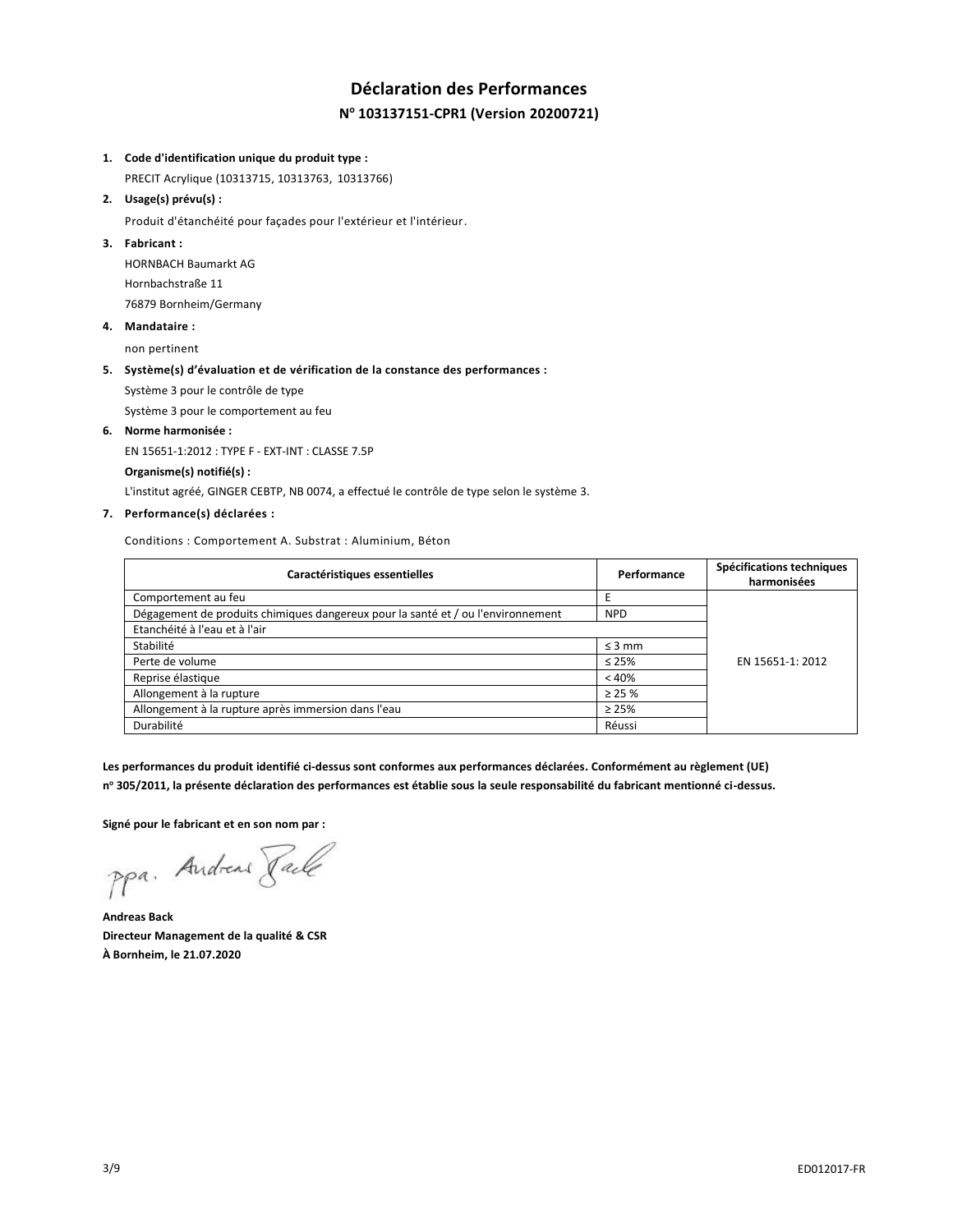# Déclaration des Performances

## N° 103137151-CPR1 (Version 20200721)

1. **Code d'identification unique du produit type :**

   PRECIT Acrylique (10313715, 10313763, 10313766)

2. **Usage(s) prévu(s) :**

   Produit d'étanchéité pour façades pour l'extérieur et l'intérieur.

3. **Fabricant :**

   HORNBACH Baumarkt AG

   Hornbachstraße 11

   76879 Bornheim/Germany

4. **Mandataire :**

   non pertinent

5. **Système(s) d'évaluation et de vérification de la constance des performances :**

   Système 3 pour le contrôle de type

   Système 3 pour le comportement au feu

6. **Norme harmonisée :**

   EN 15651-1:2012 : TYPE F - EXT-INT : CLASSE 7.5P

   **Organisme(s) notifié(s) :**

   L'institut agréé, GINGER CEBTP, NB 0074, a effectué le contrôle de type selon le système 3.

7. **Performance(s) déclarées :**

   Conditions : Comportement A. Substrat : Aluminium, Béton

| Caractéristiques essentielles | Performance | Spécifications techniques harmonisées |
|---|---|---|
| Comportement au feu | E | EN 15651-1: 2012 |
| Dégagement de produits chimiques dangereux pour la santé et / ou l'environnement | NPD | |
| Etanchéité à l'eau et à l'air | | |
| Stabilité | ≤ 3 mm | |
| Perte de volume | ≤ 25% | |
| Reprise élastique | < 40% | |
| Allongement à la rupture | ≥ 25 % | |
| Allongement à la rupture après immersion dans l'eau | ≥ 25% | |
| Durabilité | Réussi | |

**Les performances du produit identifié ci-dessus sont conformes aux performances déclarées. Conformément au règlement (UE) n° 305/2011, la présente déclaration des performances est établie sous la seule responsabilité du fabricant mentionné ci-dessus.**

**Signé pour le fabricant et en son nom par :**

ppa. Andreas Back

**Andreas Back**
**Directeur Management de la qualité & CSR**
**À Bornheim, le 21.07.2020**

ED012017-FR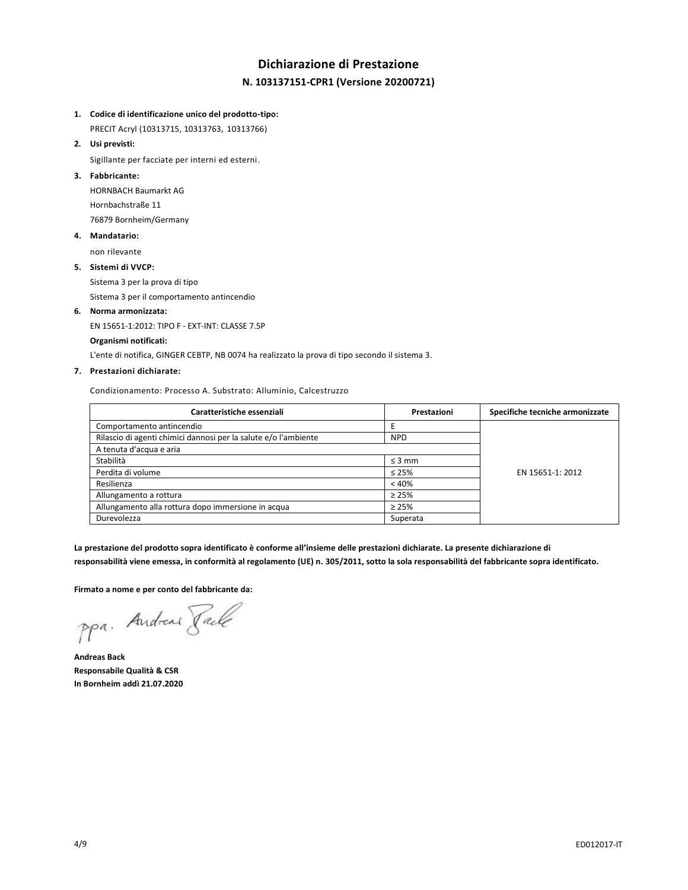# Dichiarazione di Prestazione

## N. 103137151-CPR1 (Versione 20200721)

1. **Codice di identificazione unico del prodotto-tipo:**

   PRECIT Acryl (10313715, 10313763, 10313766)

2. **Usi previsti:**

   Sigillante per facciate per interni ed esterni.

3. **Fabbricante:**

   HORNBACH Baumarkt AG
   Hornbachstraße 11
   76879 Bornheim/Germany

4. **Mandatario:**

   non rilevante

5. **Sistemi di VVCP:**

   Sistema 3 per la prova di tipo
   Sistema 3 per il comportamento antincendio

6. **Norma armonizzata:**

   EN 15651-1:2012: TIPO F - EXT-INT: CLASSE 7.5P

   **Organismi notificati:**

   L'ente di notifica, GINGER CEBTP, NB 0074 ha realizzato la prova di tipo secondo il sistema 3.

7. **Prestazioni dichiarate:**

   Condizionamento: Processo A. Substrato: Alluminio, Calcestruzzo

| Caratteristiche essenziali | Prestazioni | Specifiche tecniche armonizzate |
|---|---|---|
| Comportamento antincendio | E | EN 15651-1: 2012 |
| Rilascio di agenti chimici dannosi per la salute e/o l'ambiente | NPD | |
| A tenuta d'acqua e aria | | |
| Stabilità | ≤ 3 mm | |
| Perdita di volume | ≤ 25% | |
| Resilienza | < 40% | |
| Allungamento a rottura | ≥ 25% | |
| Allungamento alla rottura dopo immersione in acqua | ≥ 25% | |
| Durevolezza | Superata | |

**La prestazione del prodotto sopra identificato è conforme all'insieme delle prestazioni dichiarate. La presente dichiarazione di responsabilità viene emessa, in conformità al regolamento (UE) n. 305/2011, sotto la sola responsabilità del fabbricante sopra identificato.**

**Firmato a nome e per conto del fabbricante da:**

ppa. Andreas Back

**Andreas Back**
**Responsabile Qualità & CSR**
**In Bornheim addì 21.07.2020**

ED012017-IT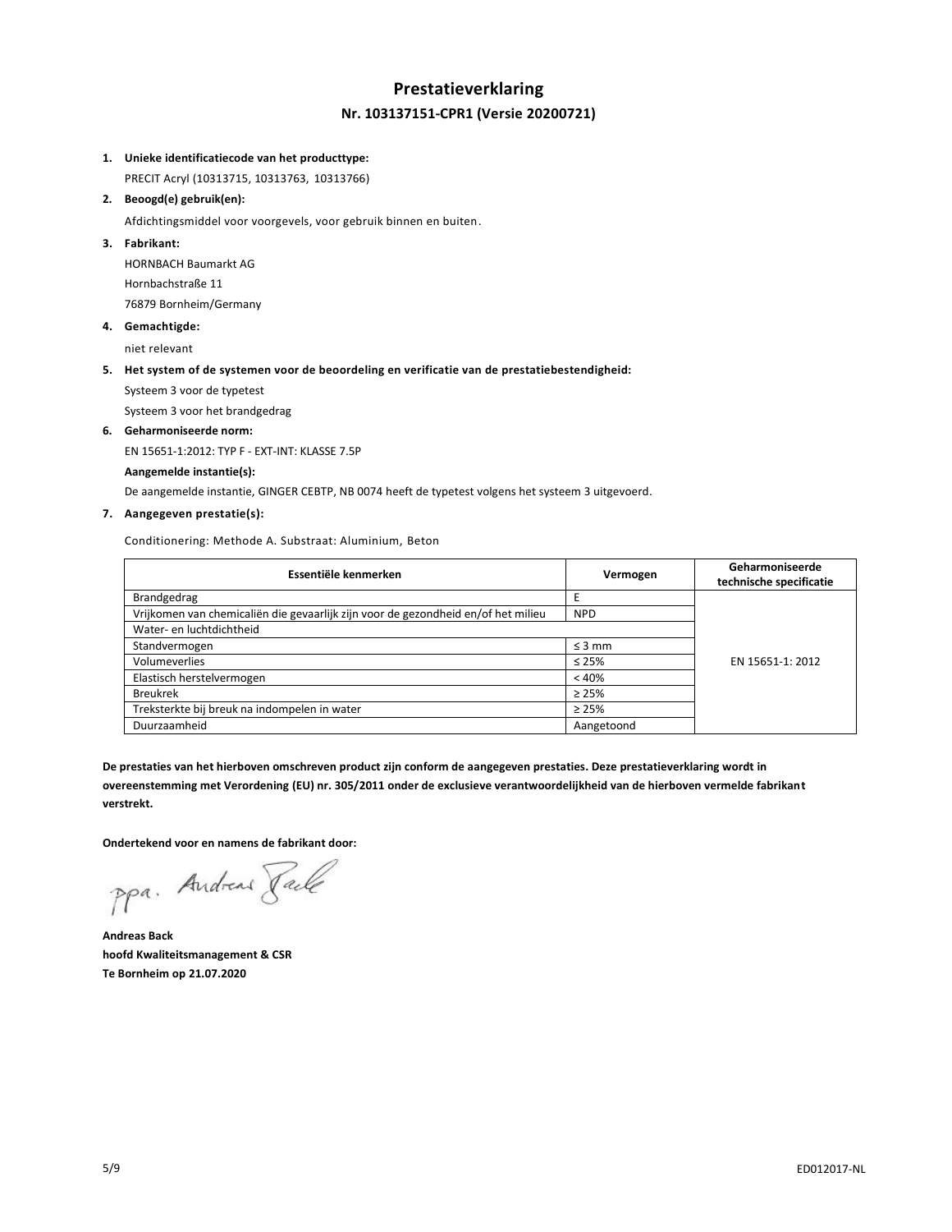# Prestatieverklaring

## Nr. 103137151-CPR1 (Versie 20200721)

1. **Unieke identificatiecode van het producttype:**

   PRECIT Acryl (10313715, 10313763, 10313766)

2. **Beoogd(e) gebruik(en):**

   Afdichtingsmiddel voor voorgevels, voor gebruik binnen en buiten.

3. **Fabrikant:**

   HORNBACH Baumarkt AG

   Hornbachstraße 11

   76879 Bornheim/Germany

4. **Gemachtigde:**

   niet relevant

5. **Het system of de systemen voor de beoordeling en verificatie van de prestatiebestendigheid:**

   Systeem 3 voor de typetest

   Systeem 3 voor het brandgedrag

6. **Geharmoniseerde norm:**

   EN 15651-1:2012: TYP F - EXT-INT: KLASSE 7.5P

   **Aangemelde instantie(s):**

   De aangemelde instantie, GINGER CEBTP, NB 0074 heeft de typetest volgens het systeem 3 uitgevoerd.

7. **Aangegeven prestatie(s):**

Conditionering: Methode A. Substraat: Aluminium, Beton

| Essentiële kenmerken | Vermogen | Geharmoniseerde technische specificatie |
|---|---|---|
| Brandgedrag | E | EN 15651-1: 2012 |
| Vrijkomen van chemicaliën die gevaarlijk zijn voor de gezondheid en/of het milieu | NPD | |
| Water- en luchtdichtheid | | |
| Standvermogen | ≤ 3 mm | |
| Volumeverlies | ≤ 25% | |
| Elastisch herstelvermogen | < 40% | |
| Breukrek | ≥ 25% | |
| Treksterkte bij breuk na indompelen in water | ≥ 25% | |
| Duurzaamheid | Aangetoond | |

**De prestaties van het hierboven omschreven product zijn conform de aangegeven prestaties. Deze prestatieverklaring wordt in overeenstemming met Verordening (EU) nr. 305/2011 onder de exclusieve verantwoordelijkheid van de hierboven vermelde fabrikant verstrekt.**

**Ondertekend voor en namens de fabrikant door:**

ppa. Andreas Back

**Andreas Back**
**hoofd Kwaliteitsmanagement & CSR**
**Te Bornheim op 21.07.2020**

ED012017-NL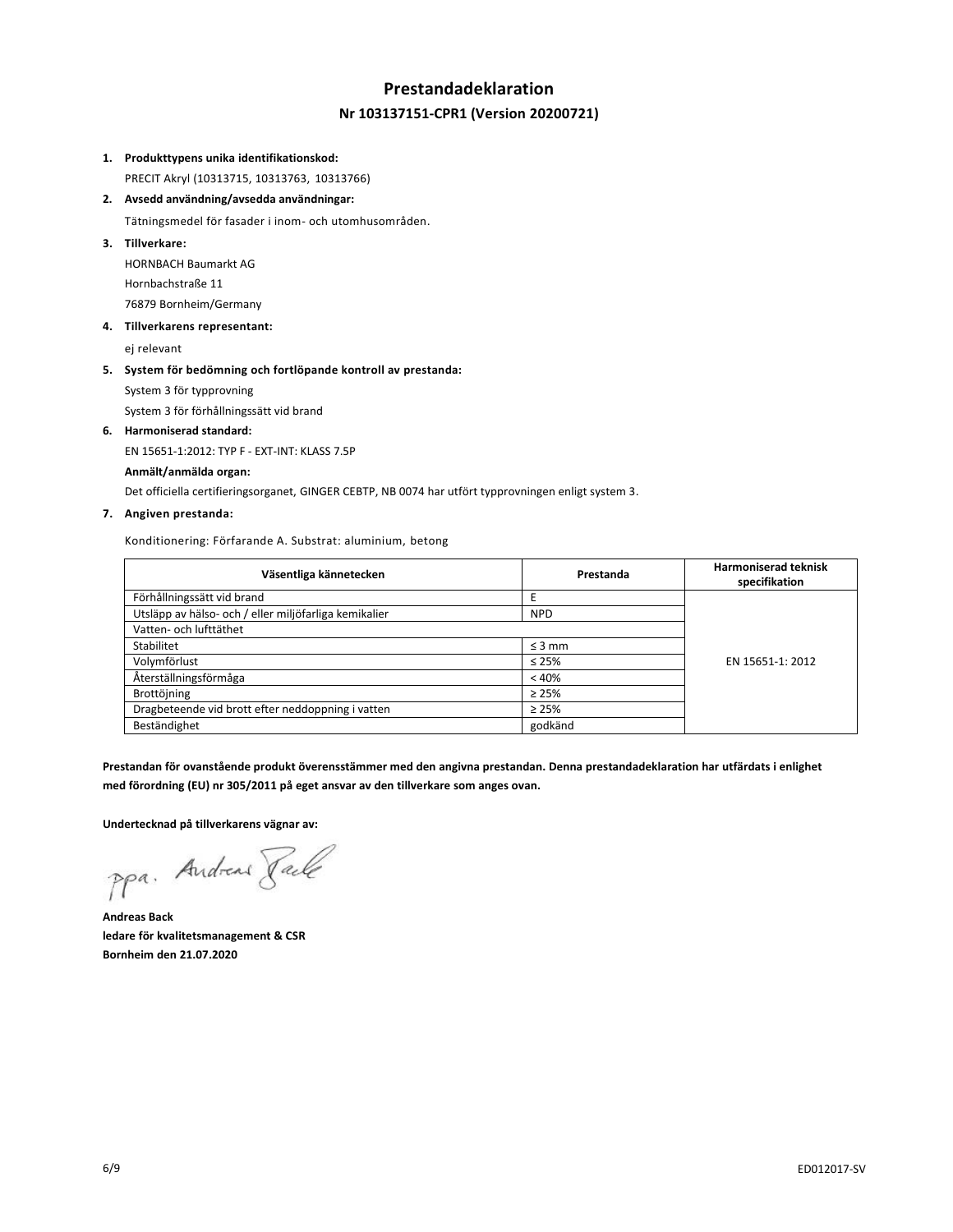# Prestandadeklaration

## Nr 103137151-CPR1 (Version 20200721)

1. **Produkttypens unika identifikationskod:**
   PRECIT Akryl (10313715, 10313763, 10313766)
2. **Avsedd användning/avsedda användningar:**
   Tätningsmedel för fasader i inom- och utomhusområden.
3. **Tillverkare:**
   HORNBACH Baumarkt AG
   Hornbachstraße 11
   76879 Bornheim/Germany
4. **Tillverkarens representant:**
   ej relevant
5. **System för bedömning och fortlöpande kontroll av prestanda:**
   System 3 för typprovning
   System 3 för förhållningssätt vid brand
6. **Harmoniserad standard:**
   EN 15651-1:2012: TYP F - EXT-INT: KLASS 7.5P
   **Anmält/anmälda organ:**
   Det officiella certifieringsorganet, GINGER CEBTP, NB 0074 har utfört typprovningen enligt system 3.
7. **Angiven prestanda:**

Konditionering: Förfarande A. Substrat: aluminium, betong

| Väsentliga kännetecken | Prestanda | Harmoniserad teknisk specifikation |
|---|---|---|
| Förhållningssätt vid brand | E | EN 15651-1: 2012 |
| Utsläpp av hälso- och / eller miljöfarliga kemikalier | NPD | |
| Vatten- och lufttäthet | | |
| Stabilitet | ≤ 3 mm | |
| Volymförlust | ≤ 25% | |
| Återställningsförmåga | < 40% | |
| Brottöjning | ≥ 25% | |
| Dragbeteende vid brott efter neddoppning i vatten | ≥ 25% | |
| Beständighet | godkänd | |

**Prestandan för ovanstående produkt överensstämmer med den angivna prestandan. Denna prestandadeklaration har utfärdats i enlighet med förordning (EU) nr 305/2011 på eget ansvar av den tillverkare som anges ovan.**

**Undertecknad på tillverkarens vägnar av:**

ppa. Andreas Back

**Andreas Back**
**ledare för kvalitetsmanagement & CSR**
**Bornheim den 21.07.2020**

ED012017-SV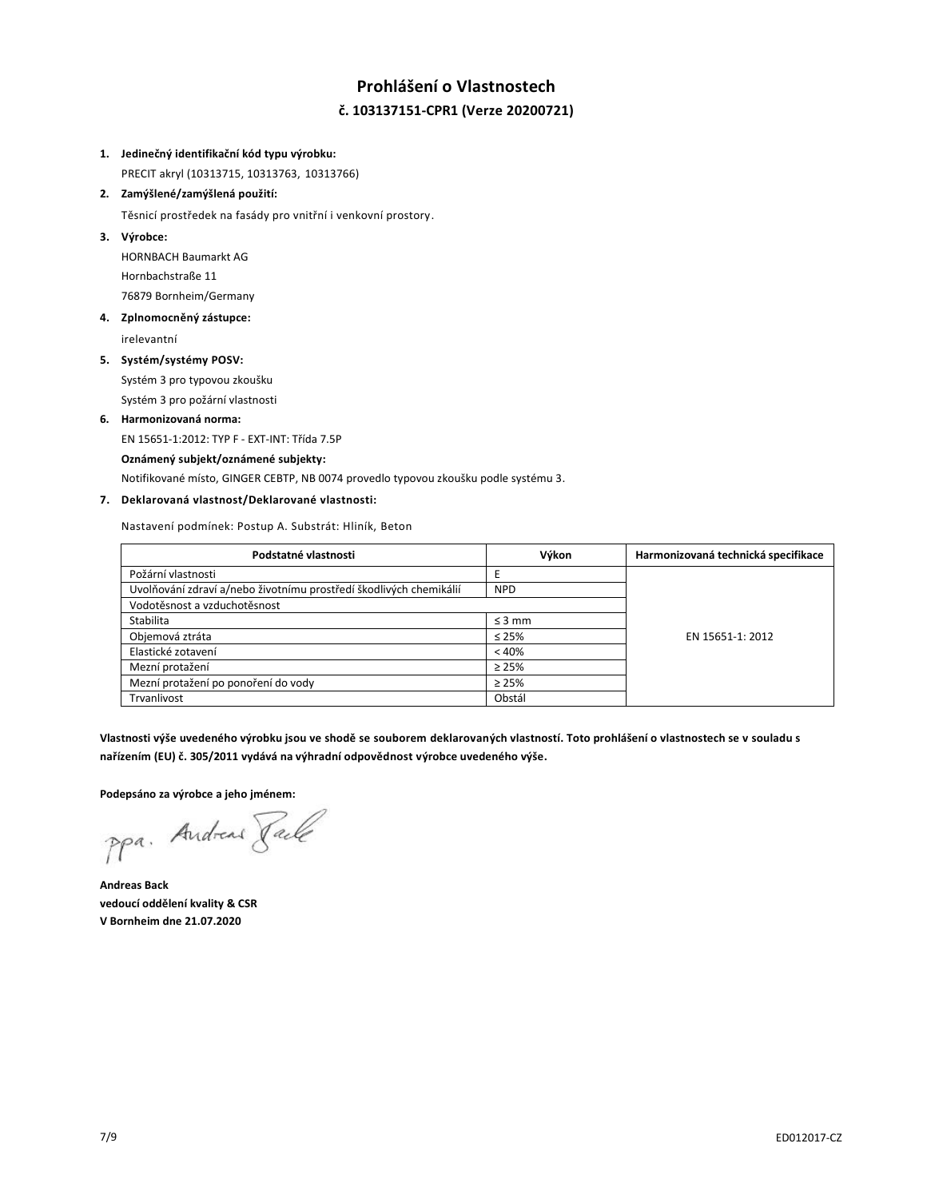# Prohlášení o Vlastnostech

## č. 103137151-CPR1 (Verze 20200721)

1. **Jedinečný identifikační kód typu výrobku:**
   PRECIT akryl (10313715, 10313763, 10313766)
2. **Zamýšlené/zamýšlená použití:**
   Těsnicí prostředek na fasády pro vnitřní i venkovní prostory.
3. **Výrobce:**
   HORNBACH Baumarkt AG
   Hornbachstraße 11
   76879 Bornheim/Germany
4. **Zplnomocněný zástupce:**
   irelevantní
5. **Systém/systémy POSV:**
   Systém 3 pro typovou zkoušku
   Systém 3 pro požární vlastnosti
6. **Harmonizovaná norma:**
   EN 15651-1:2012: TYP F - EXT-INT: Třída 7.5P
   **Oznámený subjekt/oznámené subjekty:**
   Notifikované místo, GINGER CEBTP, NB 0074 provedlo typovou zkoušku podle systému 3.
7. **Deklarovaná vlastnost/Deklarované vlastnosti:**

Nastavení podmínek: Postup A. Substrát: Hliník, Beton

| Podstatné vlastnosti | Výkon | Harmonizovaná technická specifikace |
|---|---|---|
| Požární vlastnosti | E | EN 15651-1: 2012 |
| Uvolňování zdraví a/nebo životnímu prostředí škodlivých chemikálií | NPD | |
| Vodotěsnost a vzduchotěsnost | | |
| Stabilita | ≤ 3 mm | |
| Objemová ztráta | ≤ 25% | |
| Elastické zotavení | < 40% | |
| Mezní protažení | ≥ 25% | |
| Mezní protažení po ponoření do vody | ≥ 25% | |
| Trvanlivost | Obstál | |

**Vlastnosti výše uvedeného výrobku jsou ve shodě se souborem deklarovaných vlastností. Toto prohlášení o vlastnostech se v souladu s nařízením (EU) č. 305/2011 vydává na výhradní odpovědnost výrobce uvedeného výše.**

**Podepsáno za výrobce a jeho jménem:**

ppa. Andreas Back

**Andreas Back**
**vedoucí oddělení kvality & CSR**
**V Bornheim dne 21.07.2020**

ED012017-CZ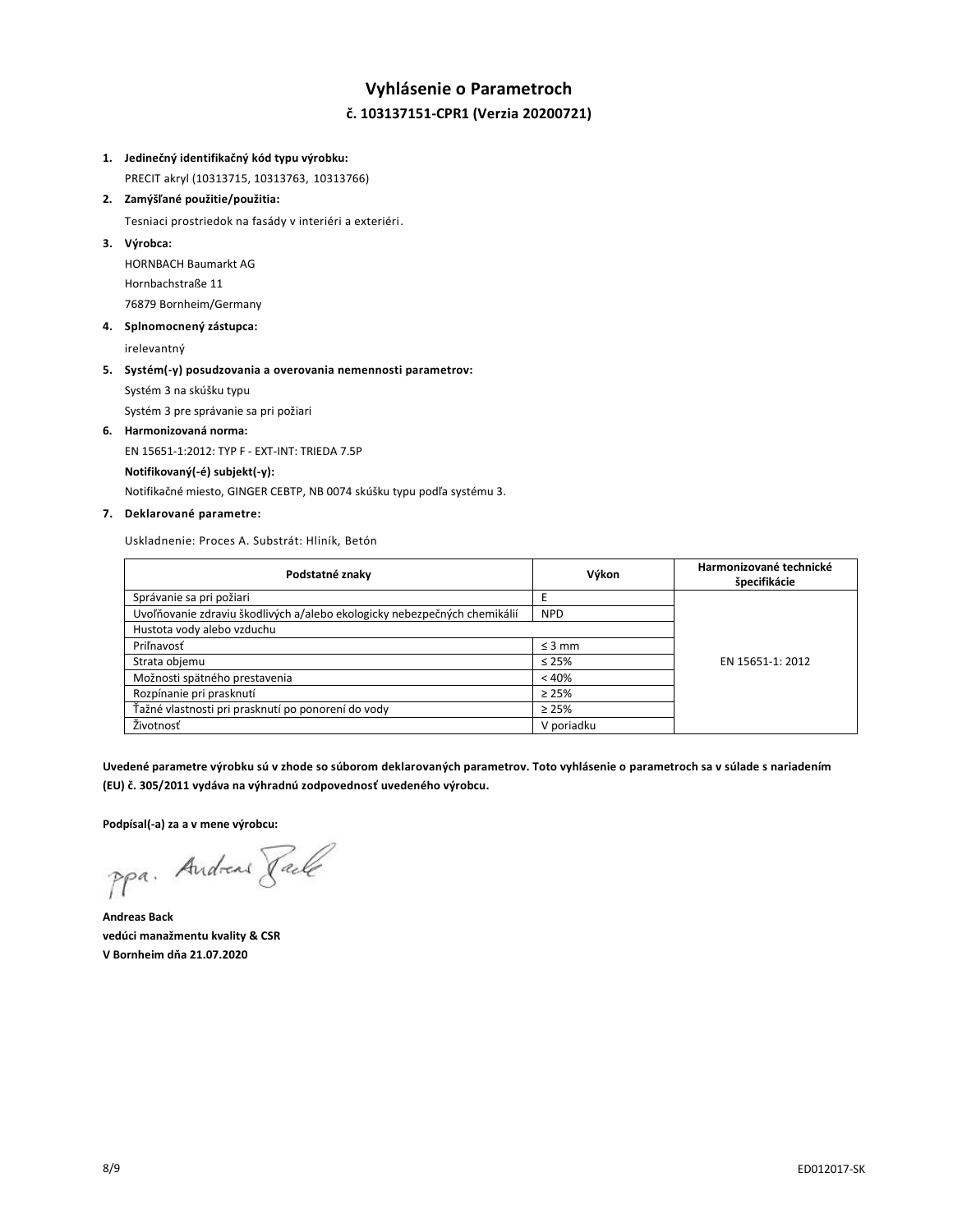# Vyhlásenie o Parametroch

## č. 103137151-CPR1 (Verzia 20200721)

1. **Jedinečný identifikačný kód typu výrobku:**
   PRECIT akryl (10313715, 10313763, 10313766)
2. **Zamýšľané použitie/použitia:**
   Tesniaci prostriedok na fasády v interiéri a exteriéri.
3. **Výrobca:**
   HORNBACH Baumarkt AG
   Hornbachstraße 11
   76879 Bornheim/Germany
4. **Splnomocnený zástupca:**
   irelevantný
5. **Systém(-y) posudzovania a overovania nemennosti parametrov:**
   Systém 3 na skúšku typu
   Systém 3 pre správanie sa pri požiari
6. **Harmonizovaná norma:**
   EN 15651-1:2012: TYP F - EXT-INT: TRIEDA 7.5P
   **Notifikovaný(-é) subjekt(-y):**
   Notifikačné miesto, GINGER CEBTP, NB 0074 skúšku typu podľa systému 3.
7. **Deklarované parametre:**

   Uskladnenie: Proces A. Substrát: Hliník, Betón

| Podstatné znaky | Výkon | Harmonizované technické špecifikácie |
|---|---|---|
| Správanie sa pri požiari | E | EN 15651-1: 2012 |
| Uvoľňovanie zdraviu škodlivých a/alebo ekologicky nebezpečných chemikálií | NPD | |
| Hustota vody alebo vzduchu | | |
| Priľnavosť | ≤ 3 mm | |
| Strata objemu | ≤ 25% | |
| Možnosti spätného prestavenia | < 40% | |
| Rozpínanie pri prasknutí | ≥ 25% | |
| Ťažné vlastnosti pri prasknutí po ponorení do vody | ≥ 25% | |
| Životnosť | V poriadku | |

**Uvedené parametre výrobku sú v zhode so súborom deklarovaných parametrov. Toto vyhlásenie o parametroch sa v súlade s nariadením (EU) č. 305/2011 vydáva na výhradnú zodpovednosť uvedeného výrobcu.**

**Podpísal(-a) za a v mene výrobcu:**

ppa. Andreas Back

**Andreas Back**
**vedúci manažmentu kvality & CSR**
**V Bornheim dňa 21.07.2020**

ED012017-SK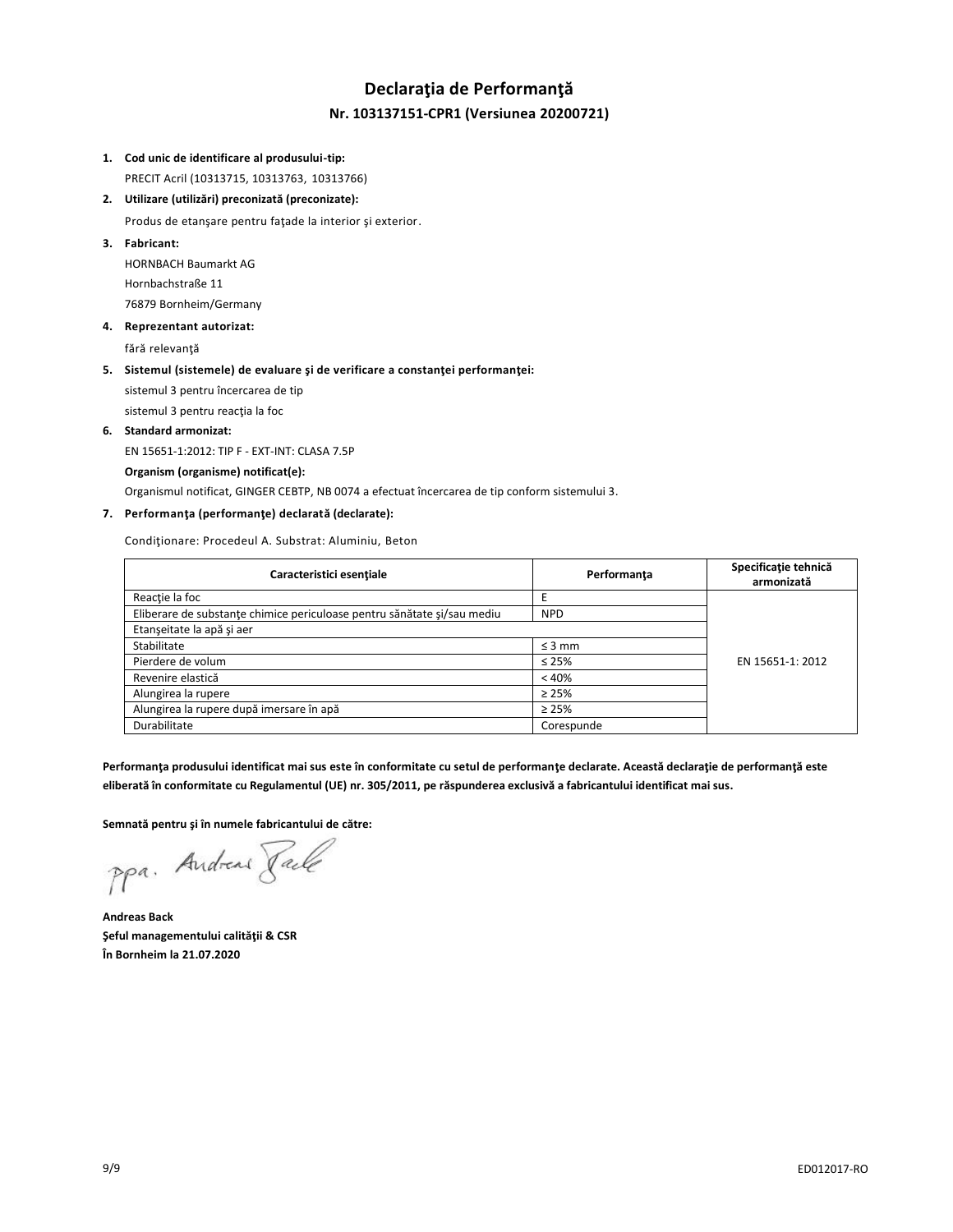# Declaraţia de Performanţă

## Nr. 103137151-CPR1 (Versiunea 20200721)

1. **Cod unic de identificare al produsului-tip:**
   PRECIT Acril (10313715, 10313763, 10313766)
2. **Utilizare (utilizări) preconizată (preconizate):**
   Produs de etanşare pentru faţade la interior şi exterior.
3. **Fabricant:**
   HORNBACH Baumarkt AG
   Hornbachstraße 11
   76879 Bornheim/Germany
4. **Reprezentant autorizat:**
   fără relevanţă
5. **Sistemul (sistemele) de evaluare şi de verificare a constanţei performanţei:**
   sistemul 3 pentru încercarea de tip
   sistemul 3 pentru reacţia la foc
6. **Standard armonizat:**
   EN 15651-1:2012: TIP F - EXT-INT: CLASA 7.5P
   **Organism (organisme) notificat(e):**
   Organismul notificat, GINGER CEBTP, NB 0074 a efectuat încercarea de tip conform sistemului 3.
7. **Performanţa (performanţe) declarată (declarate):**

Condiţionare: Procedeul A. Substrat: Aluminiu, Beton

| Caracteristici esenţiale | Performanţa | Specificaţie tehnică armonizată |
|---|---|---|
| Reacţie la foc | E | EN 15651-1: 2012 |
| Eliberare de substanţe chimice periculoase pentru sănătate şi/sau mediu | NPD | |
| Etanşeitate la apă şi aer | | |
| Stabilitate | ≤ 3 mm | |
| Pierdere de volum | ≤ 25% | |
| Revenire elastică | < 40% | |
| Alungirea la rupere | ≥ 25% | |
| Alungirea la rupere după imersare în apă | ≥ 25% | |
| Durabilitate | Corespunde | |

**Performanţa produsului identificat mai sus este în conformitate cu setul de performanţe declarate. Această declaraţie de performanţă este eliberată în conformitate cu Regulamentul (UE) nr. 305/2011, pe răspunderea exclusivă a fabricantului identificat mai sus.**

**Semnată pentru şi în numele fabricantului de către:**

ppa. Andreas Back

**Andreas Back**
**Şeful managementului calităţii & CSR**
**În Bornheim la 21.07.2020**

ED012017-RO